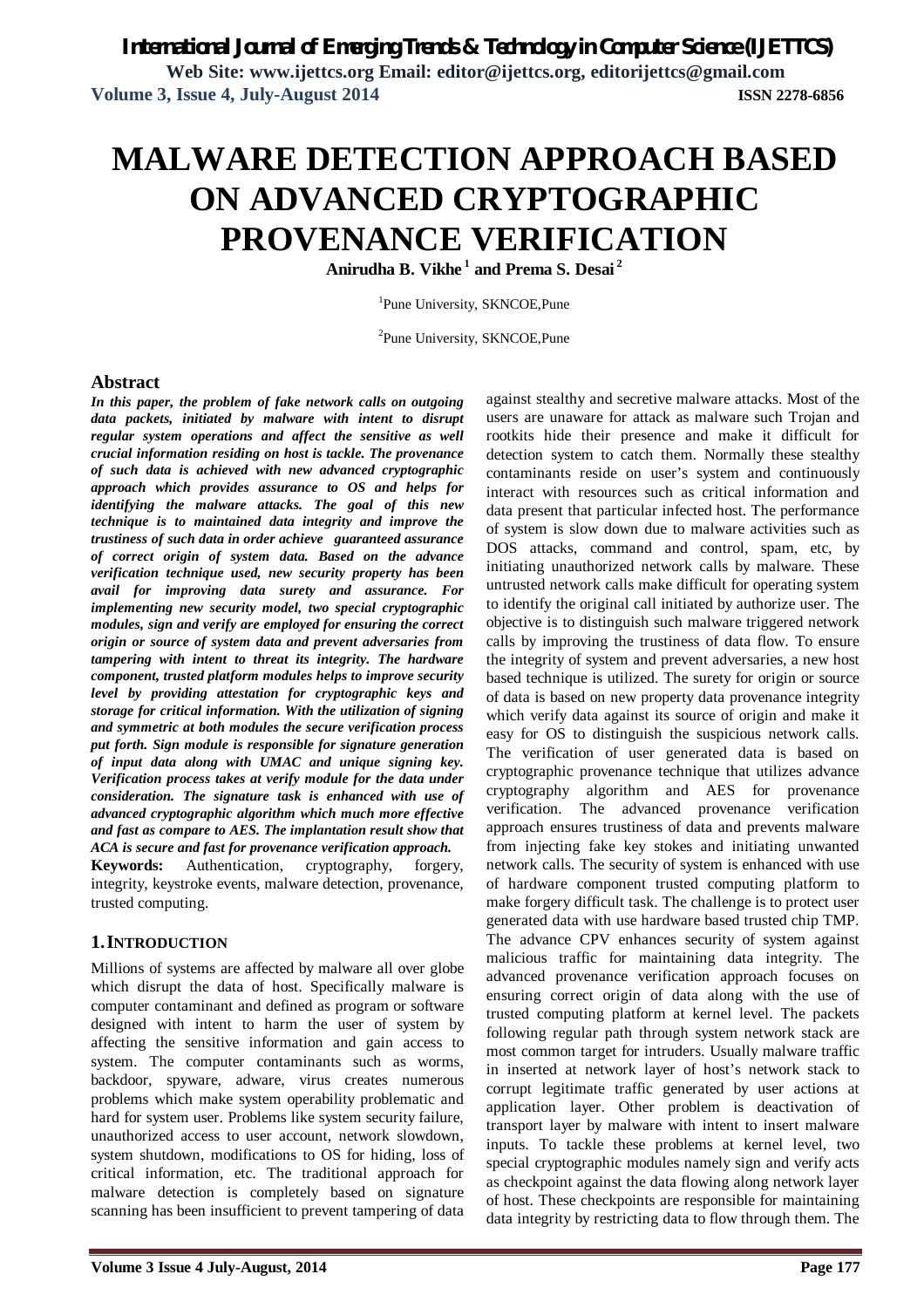# MALWARE DETECTION APPROACH BASED ON ADVANCED CRYPTOGRAPHIC PROVENANCE VERIFICATION

**Anirudha B. Vikhe[1] and Prema S. Desai[2]**

[1]Pune University, SKNCOE,Pune

[2]Pune University, SKNCOE,Pune

## Abstract

***In this paper, the problem of fake network calls on outgoing data packets, initiated by malware with intent to disrupt regular system operations and affect the sensitive as well crucial information residing on host is tackle. The provenance of such data is achieved with new advanced cryptographic approach which provides assurance to OS and helps for identifying the malware attacks. The goal of this new technique is to maintained data integrity and improve the trustiness of such data in order achieve guaranteed assurance of correct origin of system data. Based on the advance verification technique used, new security property has been avail for improving data surety and assurance. For implementing new security model, two special cryptographic modules, sign and verify are employed for ensuring the correct origin or source of system data and prevent adversaries from tampering with intent to threat its integrity. The hardware component, trusted platform modules helps to improve security level by providing attestation for cryptographic keys and storage for critical information. With the utilization of signing and symmetric at both modules the secure verification process put forth. Sign module is responsible for signature generation of input data along with UMAC and unique signing key. Verification process takes at verify module for the data under consideration. The signature task is enhanced with use of advanced cryptographic algorithm which much more effective and fast as compare to AES. The implantation result show that ACA is secure and fast for provenance verification approach.***

**Keywords:** Authentication, cryptography, forgery, integrity, keystroke events, malware detection, provenance, trusted computing.

## 1. INTRODUCTION

Millions of systems are affected by malware all over globe which disrupt the data of host. Specifically malware is computer contaminant and defined as program or software designed with intent to harm the user of system by affecting the sensitive information and gain access to system. The computer contaminants such as worms, backdoor, spyware, adware, virus creates numerous problems which make system operability problematic and hard for system user. Problems like system security failure, unauthorized access to user account, network slowdown, system shutdown, modifications to OS for hiding, loss of critical information, etc. The traditional approach for malware detection is completely based on signature scanning has been insufficient to prevent tampering of data against stealthy and secretive malware attacks. Most of the users are unaware for attack as malware such Trojan and rootkits hide their presence and make it difficult for detection system to catch them. Normally these stealthy contaminants reside on user's system and continuously interact with resources such as critical information and data present that particular infected host. The performance of system is slow down due to malware activities such as DOS attacks, command and control, spam, etc, by initiating unauthorized network calls by malware. These untrusted network calls make difficult for operating system to identify the original call initiated by authorize user. The objective is to distinguish such malware triggered network calls by improving the trustiness of data flow. To ensure the integrity of system and prevent adversaries, a new host based technique is utilized. The surety for origin or source of data is based on new property data provenance integrity which verify data against its source of origin and make it easy for OS to distinguish the suspicious network calls. The verification of user generated data is based on cryptographic provenance technique that utilizes advance cryptography algorithm and AES for provenance verification. The advanced provenance verification approach ensures trustiness of data and prevents malware from injecting fake key stokes and initiating unwanted network calls. The security of system is enhanced with use of hardware component trusted computing platform to make forgery difficult task. The challenge is to protect user generated data with use hardware based trusted chip TMP. The advance CPV enhances security of system against malicious traffic for maintaining data integrity. The advanced provenance verification approach focuses on ensuring correct origin of data along with the use of trusted computing platform at kernel level. The packets following regular path through system network stack are most common target for intruders. Usually malware traffic in inserted at network layer of host's network stack to corrupt legitimate traffic generated by user actions at application layer. Other problem is deactivation of transport layer by malware with intent to insert malware inputs. To tackle these problems at kernel level, two special cryptographic modules namely sign and verify acts as checkpoint against the data flowing along network layer of host. These checkpoints are responsible for maintaining data integrity by restricting data to flow through them. The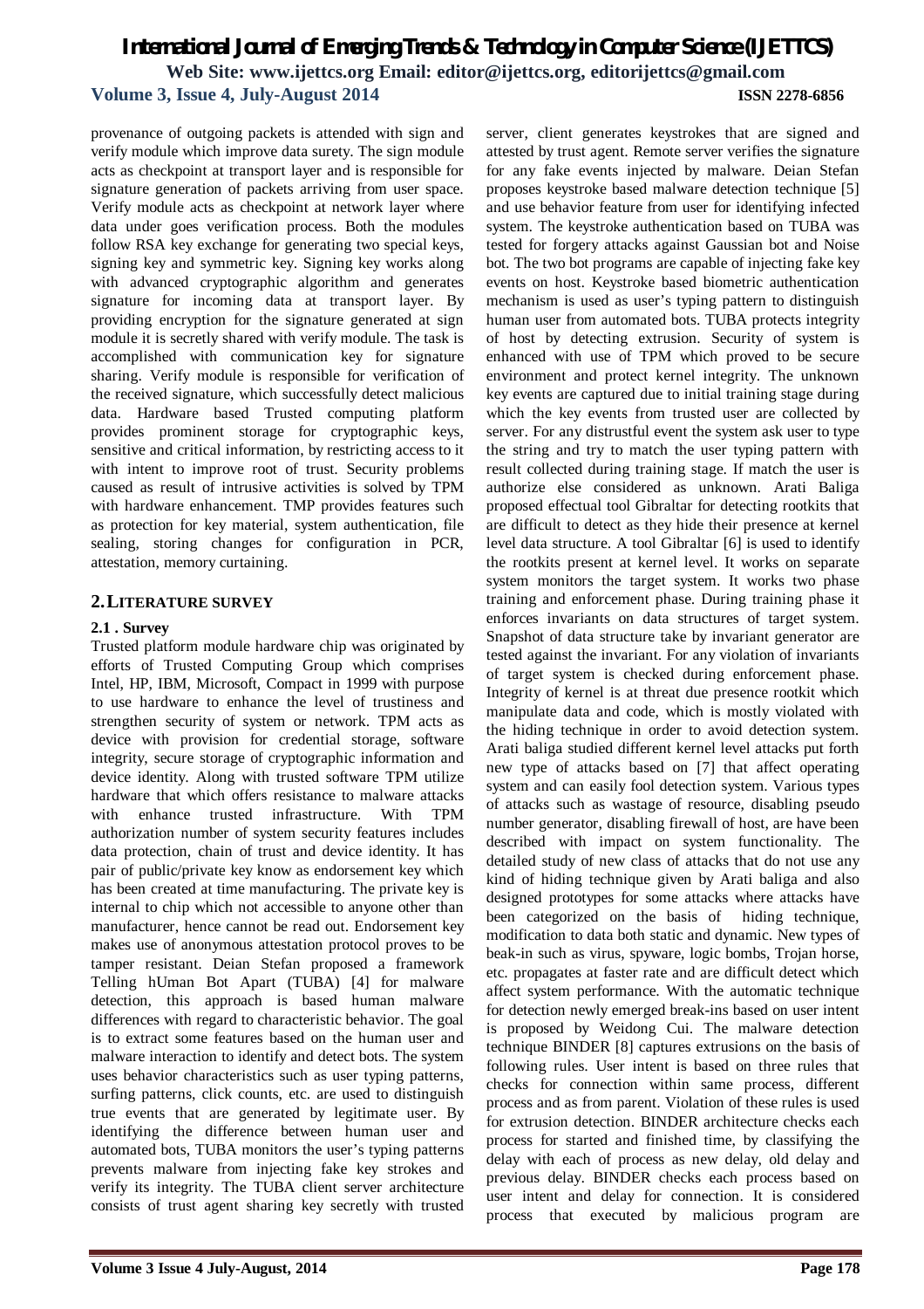provenance of outgoing packets is attended with sign and verify module which improve data surety. The sign module acts as checkpoint at transport layer and is responsible for signature generation of packets arriving from user space. Verify module acts as checkpoint at network layer where data under goes verification process. Both the modules follow RSA key exchange for generating two special keys, signing key and symmetric key. Signing key works along with advanced cryptographic algorithm and generates signature for incoming data at transport layer. By providing encryption for the signature generated at sign module it is secretly shared with verify module. The task is accomplished with communication key for signature sharing. Verify module is responsible for verification of the received signature, which successfully detect malicious data. Hardware based Trusted computing platform provides prominent storage for cryptographic keys, sensitive and critical information, by restricting access to it with intent to improve root of trust. Security problems caused as result of intrusive activities is solved by TPM with hardware enhancement. TMP provides features such as protection for key material, system authentication, file sealing, storing changes for configuration in PCR, attestation, memory curtaining.

## 2. LITERATURE SURVEY

### 2.1 . Survey

Trusted platform module hardware chip was originated by efforts of Trusted Computing Group which comprises Intel, HP, IBM, Microsoft, Compact in 1999 with purpose to use hardware to enhance the level of trustiness and strengthen security of system or network. TPM acts as device with provision for credential storage, software integrity, secure storage of cryptographic information and device identity. Along with trusted software TPM utilize hardware that which offers resistance to malware attacks with enhance trusted infrastructure. With TPM authorization number of system security features includes data protection, chain of trust and device identity. It has pair of public/private key know as endorsement key which has been created at time manufacturing. The private key is internal to chip which not accessible to anyone other than manufacturer, hence cannot be read out. Endorsement key makes use of anonymous attestation protocol proves to be tamper resistant. Deian Stefan proposed a framework Telling hUman Bot Apart (TUBA) [4] for malware detection, this approach is based human malware differences with regard to characteristic behavior. The goal is to extract some features based on the human user and malware interaction to identify and detect bots. The system uses behavior characteristics such as user typing patterns, surfing patterns, click counts, etc. are used to distinguish true events that are generated by legitimate user. By identifying the difference between human user and automated bots, TUBA monitors the user's typing patterns prevents malware from injecting fake key strokes and verify its integrity. The TUBA client server architecture consists of trust agent sharing key secretly with trusted server, client generates keystrokes that are signed and attested by trust agent. Remote server verifies the signature for any fake events injected by malware. Deian Stefan proposes keystroke based malware detection technique [5] and use behavior feature from user for identifying infected system. The keystroke authentication based on TUBA was tested for forgery attacks against Gaussian bot and Noise bot. The two bot programs are capable of injecting fake key events on host. Keystroke based biometric authentication mechanism is used as user's typing pattern to distinguish human user from automated bots. TUBA protects integrity of host by detecting extrusion. Security of system is enhanced with use of TPM which proved to be secure environment and protect kernel integrity. The unknown key events are captured due to initial training stage during which the key events from trusted user are collected by server. For any distrustful event the system ask user to type the string and try to match the user typing pattern with result collected during training stage. If match the user is authorize else considered as unknown. Arati Baliga proposed effectual tool Gibraltar for detecting rootkits that are difficult to detect as they hide their presence at kernel level data structure. A tool Gibraltar [6] is used to identify the rootkits present at kernel level. It works on separate system monitors the target system. It works two phase training and enforcement phase. During training phase it enforces invariants on data structures of target system. Snapshot of data structure take by invariant generator are tested against the invariant. For any violation of invariants of target system is checked during enforcement phase. Integrity of kernel is at threat due presence rootkit which manipulate data and code, which is mostly violated with the hiding technique in order to avoid detection system. Arati baliga studied different kernel level attacks put forth new type of attacks based on [7] that affect operating system and can easily fool detection system. Various types of attacks such as wastage of resource, disabling pseudo number generator, disabling firewall of host, are have been described with impact on system functionality. The detailed study of new class of attacks that do not use any kind of hiding technique given by Arati baliga and also designed prototypes for some attacks where attacks have been categorized on the basis of hiding technique, modification to data both static and dynamic. New types of beak-in such as virus, spyware, logic bombs, Trojan horse, etc. propagates at faster rate and are difficult detect which affect system performance. With the automatic technique for detection newly emerged break-ins based on user intent is proposed by Weidong Cui. The malware detection technique BINDER [8] captures extrusions on the basis of following rules. User intent is based on three rules that checks for connection within same process, different process and as from parent. Violation of these rules is used for extrusion detection. BINDER architecture checks each process for started and finished time, by classifying the delay with each of process as new delay, old delay and previous delay. BINDER checks each process based on user intent and delay for connection. It is considered process that executed by malicious program are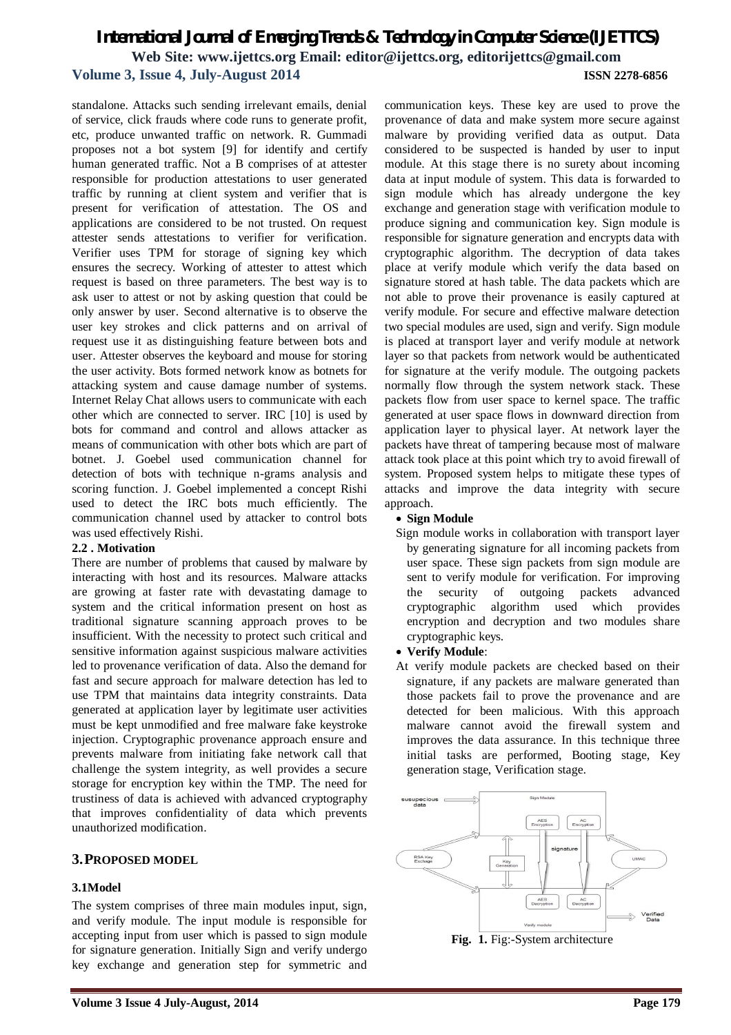standalone. Attacks such sending irrelevant emails, denial of service, click frauds where code runs to generate profit, etc, produce unwanted traffic on network. R. Gummadi proposes not a bot system [9] for identify and certify human generated traffic. Not a B comprises of at attester responsible for production attestations to user generated traffic by running at client system and verifier that is present for verification of attestation. The OS and applications are considered to be not trusted. On request attester sends attestations to verifier for verification. Verifier uses TPM for storage of signing key which ensures the secrecy. Working of attester to attest which request is based on three parameters. The best way is to ask user to attest or not by asking question that could be only answer by user. Second alternative is to observe the user key strokes and click patterns and on arrival of request use it as distinguishing feature between bots and user. Attester observes the keyboard and mouse for storing the user activity. Bots formed network know as botnets for attacking system and cause damage number of systems. Internet Relay Chat allows users to communicate with each other which are connected to server. IRC [10] is used by bots for command and control and allows attacker as means of communication with other bots which are part of botnet. J. Goebel used communication channel for detection of bots with technique n-grams analysis and scoring function. J. Goebel implemented a concept Rishi used to detect the IRC bots much efficiently. The communication channel used by attacker to control bots was used effectively Rishi.

### 2.2 . Motivation

There are number of problems that caused by malware by interacting with host and its resources. Malware attacks are growing at faster rate with devastating damage to system and the critical information present on host as traditional signature scanning approach proves to be insufficient. With the necessity to protect such critical and sensitive information against suspicious malware activities led to provenance verification of data. Also the demand for fast and secure approach for malware detection has led to use TPM that maintains data integrity constraints. Data generated at application layer by legitimate user activities must be kept unmodified and free malware fake keystroke injection. Cryptographic provenance approach ensure and prevents malware from initiating fake network call that challenge the system integrity, as well provides a secure storage for encryption key within the TMP. The need for trustiness of data is achieved with advanced cryptography that improves confidentiality of data which prevents unauthorized modification.

## 3. PROPOSED MODEL

### 3.1Model

The system comprises of three main modules input, sign, and verify module. The input module is responsible for accepting input from user which is passed to sign module for signature generation. Initially Sign and verify undergo key exchange and generation step for symmetric and communication keys. These key are used to prove the provenance of data and make system more secure against malware by providing verified data as output. Data considered to be suspected is handed by user to input module. At this stage there is no surety about incoming data at input module of system. This data is forwarded to sign module which has already undergone the key exchange and generation stage with verification module to produce signing and communication key. Sign module is responsible for signature generation and encrypts data with cryptographic algorithm. The decryption of data takes place at verify module which verify the data based on signature stored at hash table. The data packets which are not able to prove their provenance is easily captured at verify module. For secure and effective malware detection two special modules are used, sign and verify. Sign module is placed at transport layer and verify module at network layer so that packets from network would be authenticated for signature at the verify module. The outgoing packets normally flow through the system network stack. These packets flow from user space to kernel space. The traffic generated at user space flows in downward direction from application layer to physical layer. At network layer the packets have threat of tampering because most of malware attack took place at this point which try to avoid firewall of system. Proposed system helps to mitigate these types of attacks and improve the data integrity with secure approach.

- **Sign Module**

  Sign module works in collaboration with transport layer by generating signature for all incoming packets from user space. These sign packets from sign module are sent to verify module for verification. For improving the security of outgoing packets advanced cryptographic algorithm used which provides encryption and decryption and two modules share cryptographic keys.

- **Verify Module**:

  At verify module packets are checked based on their signature, if any packets are malware generated than those packets fail to prove the provenance and are detected for been malicious. With this approach malware cannot avoid the firewall system and improves the data assurance. In this technique three initial tasks are performed, Booting stage, Key generation stage, Verification stage.

**Fig. 1.** Fig:-System architecture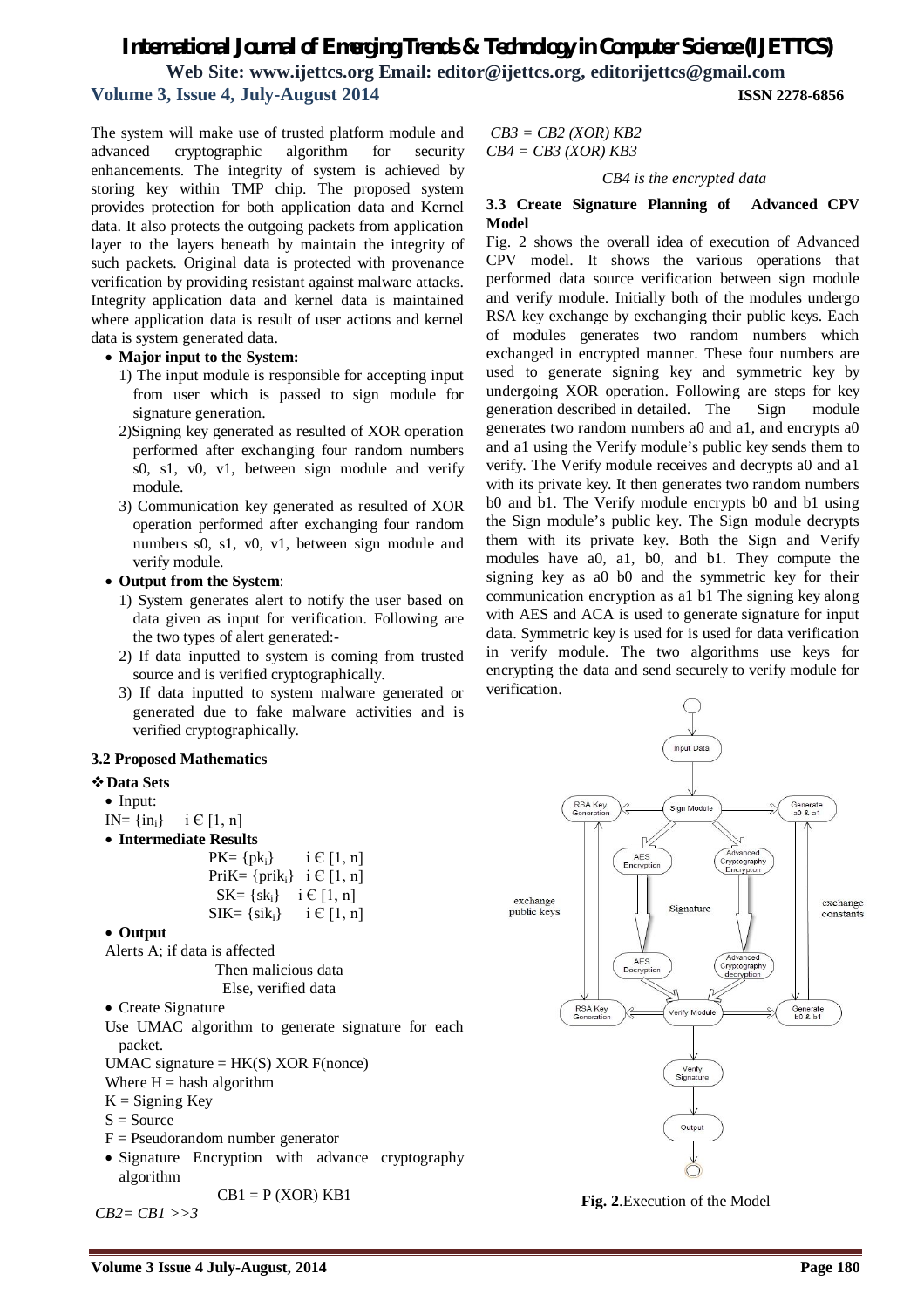The system will make use of trusted platform module and advanced cryptographic algorithm for security enhancements. The integrity of system is achieved by storing key within TMP chip. The proposed system provides protection for both application data and Kernel data. It also protects the outgoing packets from application layer to the layers beneath by maintain the integrity of such packets. Original data is protected with provenance verification by providing resistant against malware attacks. Integrity application data and kernel data is maintained where application data is result of user actions and kernel data is system generated data.

- **Major input to the System:**
  1) The input module is responsible for accepting input from user which is passed to sign module for signature generation.
  2) Signing key generated as resulted of XOR operation performed after exchanging four random numbers s0, s1, v0, v1, between sign module and verify module.
  3) Communication key generated as resulted of XOR operation performed after exchanging four random numbers s0, s1, v0, v1, between sign module and verify module.
- **Output from the System**:
  1) System generates alert to notify the user based on data given as input for verification. Following are the two types of alert generated:-
  2) If data inputted to system is coming from trusted source and is verified cryptographically.
  3) If data inputted to system malware generated or generated due to fake malware activities and is verified cryptographically.

### 3.2 Proposed Mathematics

❖ **Data Sets**

- Input:

$IN = \{in_i\} \quad i \in [1, n]$

- **Intermediate Results**

$PK = \{pk_i\} \quad i \in [1, n]$

$PriK = \{prik_i\} \quad i \in [1, n]$

$SK = \{sk_i\} \quad i \in [1, n]$

$SIK = \{sik_i\} \quad i \in [1, n]$

- **Output**

Alerts A; if data is affected

Then malicious data

Else, verified data

- Create Signature

Use UMAC algorithm to generate signature for each packet.

UMAC signature = HK(S) XOR F(nonce)

Where H = hash algorithm

K = Signing Key

S = Source

F = Pseudorandom number generator

- Signature Encryption with advance cryptography algorithm

$CB1 = P \text{ (XOR) } KB1$

*CB2= CB1 >>3*

*CB3 = CB2 (XOR) KB2*

*CB4 = CB3 (XOR) KB3*

*CB4 is the encrypted data*

### 3.3 Create Signature Planning of Advanced CPV Model

Fig. 2 shows the overall idea of execution of Advanced CPV model. It shows the various operations that performed data source verification between sign module and verify module. Initially both of the modules undergo RSA key exchange by exchanging their public keys. Each of modules generates two random numbers which exchanged in encrypted manner. These four numbers are used to generate signing key and symmetric key by undergoing XOR operation. Following are steps for key generation described in detailed. The Sign module generates two random numbers a0 and a1, and encrypts a0 and a1 using the Verify module's public key sends them to verify. The Verify module receives and decrypts a0 and a1 with its private key. It then generates two random numbers b0 and b1. The Verify module encrypts b0 and b1 using the Sign module's public key. The Sign module decrypts them with its private key. Both the Sign and Verify modules have a0, a1, b0, and b1. They compute the signing key as a0 b0 and the symmetric key for their communication encryption as a1 b1 The signing key along with AES and ACA is used to generate signature for input data. Symmetric key is used for is used for data verification in verify module. The two algorithms use keys for encrypting the data and send securely to verify module for verification.

**Fig. 2**.Execution of the Model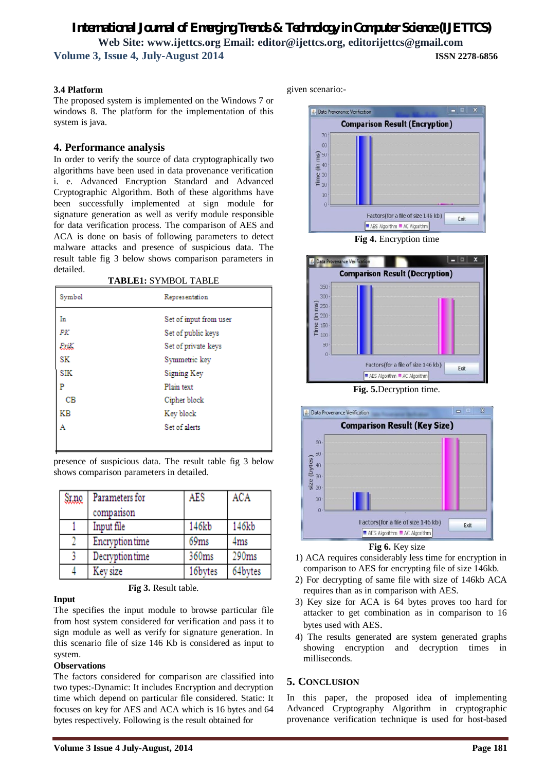### 3.4 Platform

The proposed system is implemented on the Windows 7 or windows 8. The platform for the implementation of this system is java.

## 4. Performance analysis

In order to verify the source of data cryptographically two algorithms have been used in data provenance verification i. e. Advanced Encryption Standard and Advanced Cryptographic Algorithm. Both of these algorithms have been successfully implemented at sign module for signature generation as well as verify module responsible for data verification process. The comparison of AES and ACA is done on basis of following parameters to detect malware attacks and presence of suspicious data. The result table fig 3 below shows comparison parameters in detailed.

**TABLE1:** SYMBOL TABLE

| Symbol | Representation |
|---|---|
| In | Set of input from user |
| PK | Set of public keys |
| PriK | Set of private keys |
| SK | Symmetric key |
| SIK | Signing Key |
| P | Plain text |
| CB | Cipher block |
| KB | Key block |
| A | Set of alerts |

presence of suspicious data. The result table fig 3 below shows comparison parameters in detailed.

| Sr.no | Parameters for comparison | AES | ACA |
|---|---|---|---|
| 1 | Input file | 146kb | 146kb |
| 2 | Encryption time | 69ms | 4ms |
| 3 | Decryption time | 360ms | 290ms |
| 4 | Key size | 16bytes | 64bytes |

**Fig 3.** Result table.

**Input**

The specifies the input module to browse particular file from host system considered for verification and pass it to sign module as well as verify for signature generation. In this scenario file of size 146 Kb is considered as input to system.

**Observations**

The factors considered for comparison are classified into two types:-Dynamic: It includes Encryption and decryption time which depend on particular file considered. Static: It focuses on key for AES and ACA which is 16 bytes and 64 bytes respectively. Following is the result obtained for given scenario:-

**Fig 4.** Encryption time

**Fig. 5.**Decryption time.

**Fig 6.** Key size

1) ACA requires considerably less time for encryption in comparison to AES for encrypting file of size 146kb.
2) For decrypting of same file with size of 146kb ACA requires than as in comparison with AES.
3) Key size for ACA is 64 bytes proves too hard for attacker to get combination as in comparison to 16 bytes used with AES.
4) The results generated are system generated graphs showing encryption and decryption times in milliseconds.

## 5. Conclusion

In this paper, the proposed idea of implementing Advanced Cryptography Algorithm in cryptographic provenance verification technique is used for host-based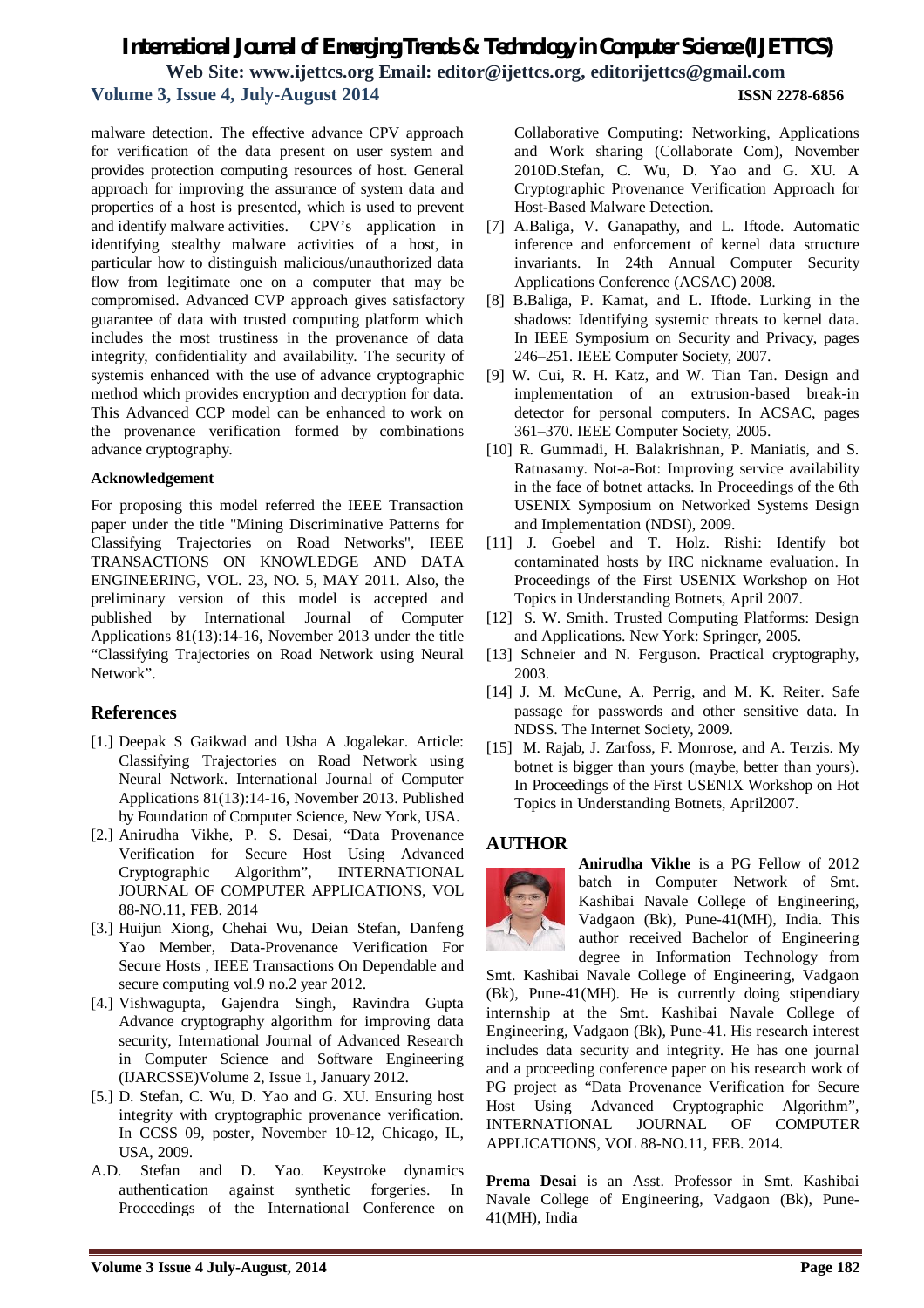malware detection. The effective advance CPV approach for verification of the data present on user system and provides protection computing resources of host. General approach for improving the assurance of system data and properties of a host is presented, which is used to prevent and identify malware activities. CPV's application in identifying stealthy malware activities of a host, in particular how to distinguish malicious/unauthorized data flow from legitimate one on a computer that may be compromised. Advanced CVP approach gives satisfactory guarantee of data with trusted computing platform which includes the most trustiness in the provenance of data integrity, confidentiality and availability. The security of systemis enhanced with the use of advance cryptographic method which provides encryption and decryption for data. This Advanced CCP model can be enhanced to work on the provenance verification formed by combinations advance cryptography.

#### Acknowledgement

For proposing this model referred the IEEE Transaction paper under the title "Mining Discriminative Patterns for Classifying Trajectories on Road Networks", IEEE TRANSACTIONS ON KNOWLEDGE AND DATA ENGINEERING, VOL. 23, NO. 5, MAY 2011. Also, the preliminary version of this model is accepted and published by International Journal of Computer Applications 81(13):14-16, November 2013 under the title "Classifying Trajectories on Road Network using Neural Network".

## References

[1.] Deepak S Gaikwad and Usha A Jogalekar. Article: Classifying Trajectories on Road Network using Neural Network. International Journal of Computer Applications 81(13):14-16, November 2013. Published by Foundation of Computer Science, New York, USA.

[2.] Anirudha Vikhe, P. S. Desai, "Data Provenance Verification for Secure Host Using Advanced Cryptographic Algorithm", INTERNATIONAL JOURNAL OF COMPUTER APPLICATIONS, VOL 88-NO.11, FEB. 2014

[3.] Huijun Xiong, Chehai Wu, Deian Stefan, Danfeng Yao Member, Data-Provenance Verification For Secure Hosts , IEEE Transactions On Dependable and secure computing vol.9 no.2 year 2012.

[4.] Vishwagupta, Gajendra Singh, Ravindra Gupta Advance cryptography algorithm for improving data security, International Journal of Advanced Research in Computer Science and Software Engineering (IJARCSSE)Volume 2, Issue 1, January 2012.

[5.] D. Stefan, C. Wu, D. Yao and G. XU. Ensuring host integrity with cryptographic provenance verification. In CCSS 09, poster, November 10-12, Chicago, IL, USA, 2009.

A.D. Stefan and D. Yao. Keystroke dynamics authentication against synthetic forgeries. In Proceedings of the International Conference on Collaborative Computing: Networking, Applications and Work sharing (Collaborate Com), November 2010D.Stefan, C. Wu, D. Yao and G. XU. A Cryptographic Provenance Verification Approach for Host-Based Malware Detection.

[7] A.Baliga, V. Ganapathy, and L. Iftode. Automatic inference and enforcement of kernel data structure invariants. In 24th Annual Computer Security Applications Conference (ACSAC) 2008.

[8] B.Baliga, P. Kamat, and L. Iftode. Lurking in the shadows: Identifying systemic threats to kernel data. In IEEE Symposium on Security and Privacy, pages 246–251. IEEE Computer Society, 2007.

[9] W. Cui, R. H. Katz, and W. Tian Tan. Design and implementation of an extrusion-based break-in detector for personal computers. In ACSAC, pages 361–370. IEEE Computer Society, 2005.

[10] R. Gummadi, H. Balakrishnan, P. Maniatis, and S. Ratnasamy. Not-a-Bot: Improving service availability in the face of botnet attacks. In Proceedings of the 6th USENIX Symposium on Networked Systems Design and Implementation (NDSI), 2009.

[11] J. Goebel and T. Holz. Rishi: Identify bot contaminated hosts by IRC nickname evaluation. In Proceedings of the First USENIX Workshop on Hot Topics in Understanding Botnets, April 2007.

[12] S. W. Smith. Trusted Computing Platforms: Design and Applications. New York: Springer, 2005.

[13] Schneier and N. Ferguson. Practical cryptography, 2003.

[14] J. M. McCune, A. Perrig, and M. K. Reiter. Safe passage for passwords and other sensitive data. In NDSS. The Internet Society, 2009.

[15] M. Rajab, J. Zarfoss, F. Monrose, and A. Terzis. My botnet is bigger than yours (maybe, better than yours). In Proceedings of the First USENIX Workshop on Hot Topics in Understanding Botnets, April2007.

## AUTHOR

**Anirudha Vikhe** is a PG Fellow of 2012 batch in Computer Network of Smt. Kashibai Navale College of Engineering, Vadgaon (Bk), Pune-41(MH), India. This author received Bachelor of Engineering degree in Information Technology from Smt. Kashibai Navale College of Engineering, Vadgaon (Bk), Pune-41(MH). He is currently doing stipendiary internship at the Smt. Kashibai Navale College of Engineering, Vadgaon (Bk), Pune-41. His research interest includes data security and integrity. He has one journal and a proceeding conference paper on his research work of PG project as "Data Provenance Verification for Secure Host Using Advanced Cryptographic Algorithm", INTERNATIONAL JOURNAL OF COMPUTER APPLICATIONS, VOL 88-NO.11, FEB. 2014.

**Prema Desai** is an Asst. Professor in Smt. Kashibai Navale College of Engineering, Vadgaon (Bk), Pune-41(MH), India